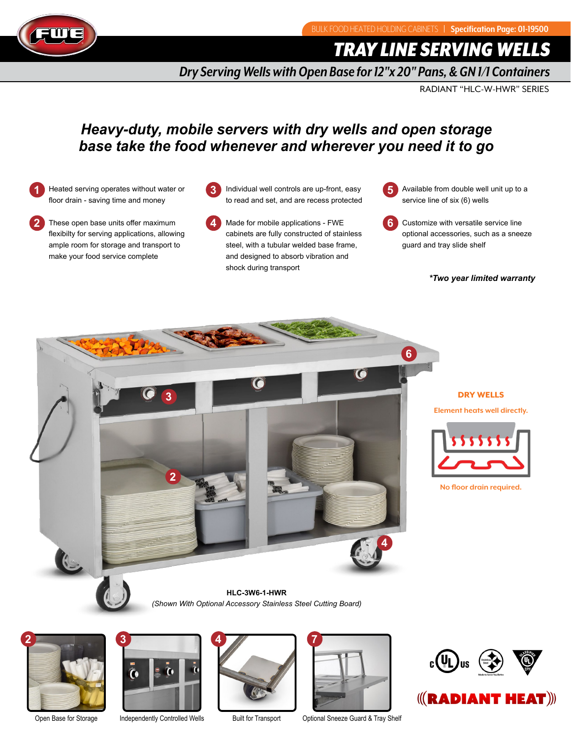BULK FOOD HEATED HOLDING CABINETS | **Specification Page: 01-19500**

# TRAY LINE SERVING WELLS

## Dry Serving Wells with Open Base for 12"x 20" Pans, & GN 1/1 Containers

RADIANT "HLC-W-HWR" SERIES

### *Heavy-duty, mobile servers with dry wells and open storage base take the food whenever and wherever you need it to go*

1. Heated serving operates without water or floor drain - saving time and money
2. These open base units offer maximum flexibilty for serving applications, allowing ample room for storage and transport to make your food service complete
3. Individual well controls are up-front, easy to read and set, and are recess protected
4. Made for mobile applications - FWE cabinets are fully constructed of stainless steel, with a tubular welded base frame, and designed to absorb vibration and shock during transport
5. Available from double well unit up to a service line of six (6) wells
6. Customize with versatile service line optional accessories, such as a sneeze guard and tray slide shelf

***Two year limited warranty***

**DRY WELLS**

Element heats well directly.

No floor drain required.

**HLC-3W6-1-HWR**

*(Shown With Optional Accessory Stainless Steel Cutting Board)*

2 Open Base for Storage

3 Independently Controlled Wells

4 Built for Transport

7 Optional Sneeze Guard & Tray Shelf

**RADIANT HEAT**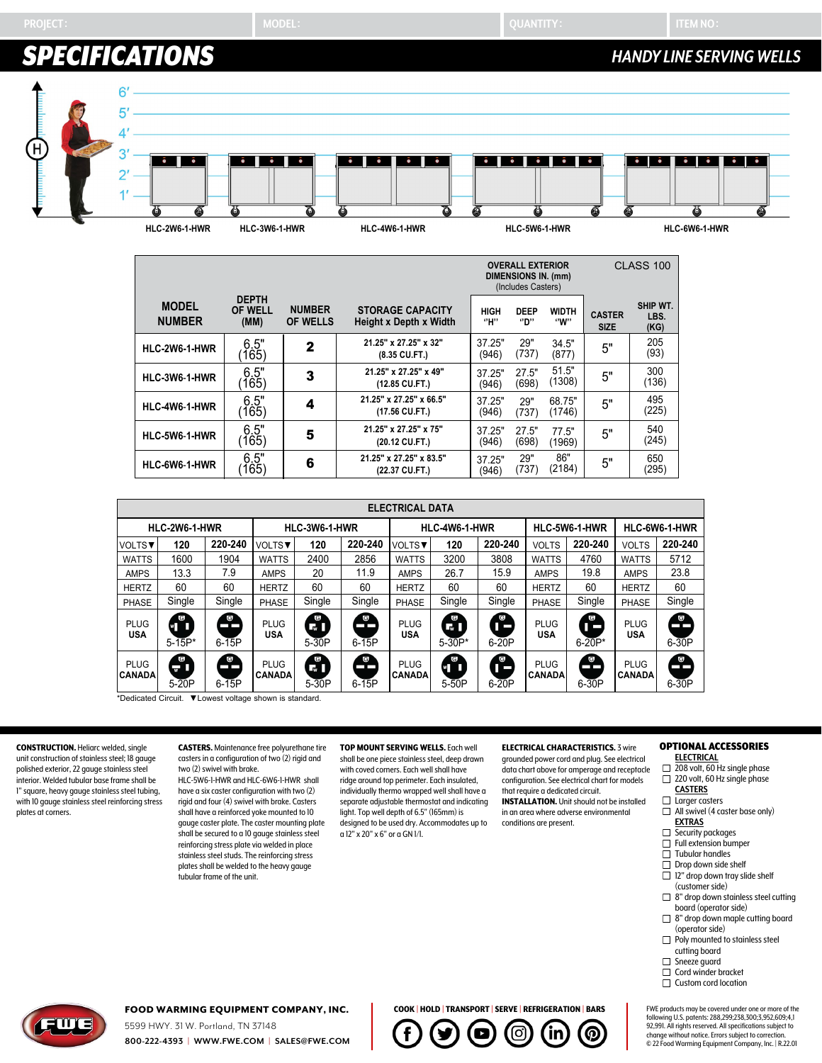| PROJECT: | MODEL: | QUANTITY: | ITEM NO: |
|---|---|---|---|

# SPECIFICATIONS

## HANDY LINE SERVING WELLS

H

6′
5′
4′
3′
2′
1′

HLC-2W6-1-HWR HLC-3W6-1-HWR HLC-4W6-1-HWR HLC-5W6-1-HWR HLC-6W6-1-HWR

| MODEL NUMBER | DEPTH OF WELL (MM) | NUMBER OF WELLS | STORAGE CAPACITY Height x Depth x Width | OVERALL EXTERIOR DIMENSIONS IN. (mm) (Includes Casters) HIGH "H" | DEEP "D" | WIDTH "W" | CASTER SIZE | CLASS 100 SHIP WT. LBS. (KG) |
|---|---|---|---|---|---|---|---|---|
| HLC-2W6-1-HWR | 6.5" (165) | 2 | 21.25" x 27.25" x 32" (8.35 CU.FT.) | 37.25" (946) | 29" (737) | 34.5" (877) | 5" | 205 (93) |
| HLC-3W6-1-HWR | 6.5" (165) | 3 | 21.25" x 27.25" x 49" (12.85 CU.FT.) | 37.25" (946) | 27.5" (698) | 51.5" (1308) | 5" | 300 (136) |
| HLC-4W6-1-HWR | 6.5" (165) | 4 | 21.25" x 27.25" x 66.5" (17.56 CU.FT.) | 37.25" (946) | 29" (737) | 68.75" (1746) | 5" | 495 (225) |
| HLC-5W6-1-HWR | 6.5" (165) | 5 | 21.25" x 27.25" x 75" (20.12 CU.FT.) | 37.25" (946) | 27.5" (698) | 77.5" (1969) | 5" | 540 (245) |
| HLC-6W6-1-HWR | 6.5" (165) | 6 | 21.25" x 27.25" x 83.5" (22.37 CU.FT.) | 37.25" (946) | 29" (737) | 86" (2184) | 5" | 650 (295) |

**ELECTRICAL DATA**

| HLC-2W6-1-HWR | | | HLC-3W6-1-HWR | | | HLC-4W6-1-HWR | | | HLC-5W6-1-HWR | | HLC-6W6-1-HWR | |
|---|---|---|---|---|---|---|---|---|---|---|---|---|
| VOLTS▼ | 120 | 220-240 | VOLTS▼ | 120 | 220-240 | VOLTS▼ | 120 | 220-240 | VOLTS | 220-240 | VOLTS | 220-240 |
| WATTS | 1600 | 1904 | WATTS | 2400 | 2856 | WATTS | 3200 | 3808 | WATTS | 4760 | WATTS | 5712 |
| AMPS | 13.3 | 7.9 | AMPS | 20 | 11.9 | AMPS | 26.7 | 15.9 | AMPS | 19.8 | AMPS | 23.8 |
| HERTZ | 60 | 60 | HERTZ | 60 | 60 | HERTZ | 60 | 60 | HERTZ | 60 | HERTZ | 60 |
| PHASE | Single | Single | PHASE | Single | Single | PHASE | Single | Single | PHASE | Single | PHASE | Single |
| PLUG USA | 5-15P* | 6-15P | PLUG USA | 5-30P | 6-15P | PLUG USA | 5-30P* | 6-20P | PLUG USA | 6-20P* | PLUG USA | 6-30P |
| PLUG CANADA | 5-20P | 6-15P | PLUG CANADA | 5-30P | 6-15P | PLUG CANADA | 5-50P | 6-20P | PLUG CANADA | 6-30P | PLUG CANADA | 6-30P |

*Dedicated Circuit. ▼Lowest voltage shown is standard.

**CONSTRUCTION.** Heliarc welded, single unit construction of stainless steel; 18 gauge polished exterior, 22 gauge stainless steel interior. Welded tubular base frame shall be 1" square, heavy gauge stainless steel tubing, with 10 gauge stainless steel reinforcing stress plates at corners.

**CASTERS.** Maintenance free polyurethane tire casters in a configuration of two (2) rigid and two (2) swivel with brake. HLC-5W6-1-HWR and HLC-6W6-1-HWR shall have a six caster configuration with two (2) rigid and four (4) swivel with brake. Casters shall have a reinforced yoke mounted to 10 gauge caster plate. The caster mounting plate shall be secured to a 10 gauge stainless steel reinforcing stress plate via welded in place stainless steel studs. The reinforcing stress plates shall be welded to the heavy gauge tubular frame of the unit.

**TOP MOUNT SERVING WELLS.** Each well shall be one piece stainless steel, deep drawn with coved corners. Each well shall have ridge around top perimeter. Each insulated, individually thermo wrapped well shall have a separate adjustable thermostat and indicating light. Top well depth of 6.5" (165mm) is designed to be used dry. Accommodates up to a 12" x 20" x 6" or a GN 1/1.

**ELECTRICAL CHARACTERISTICS.** 3 wire grounded power cord and plug. See electrical data chart above for amperage and receptacle configuration. See electrical chart for models that require a dedicated circuit.

**INSTALLATION.** Unit should not be installed in an area where adverse environmental conditions are present.

**OPTIONAL ACCESSORIES**

**ELECTRICAL**
- ☐ 208 volt, 60 Hz single phase
- ☐ 220 volt, 60 Hz single phase

**CASTERS**
- ☐ Larger casters
- ☐ All swivel (4 caster base only)

**EXTRAS**
- ☐ Security packages
- ☐ Full extension bumper
- ☐ Tubular handles
- ☐ Drop down side shelf
- ☐ 12" drop down tray slide shelf (customer side)
- ☐ 8" drop down stainless steel cutting board (operator side)
- ☐ 8" drop down maple cutting board (operator side)
- ☐ Poly mounted to stainless steel cutting board
- ☐ Sneeze guard
- ☐ Cord winder bracket
- ☐ Custom cord location

**FOOD WARMING EQUIPMENT COMPANY, INC.**
5599 HWY. 31 W. Portland, TN 37148
800-222-4393 | WWW.FWE.COM | SALES@FWE.COM

COOK | HOLD | TRANSPORT | SERVE | REFRIGERATION | BARS

FWE products may be covered under one or more of the following U.S. patents: 288,299;238,300;3,952,609;4,192,991. All rights reserved. All specifications subject to change without notice. Errors subject to correction. © 22 Food Warming Equipment Company, Inc. | R.22.01